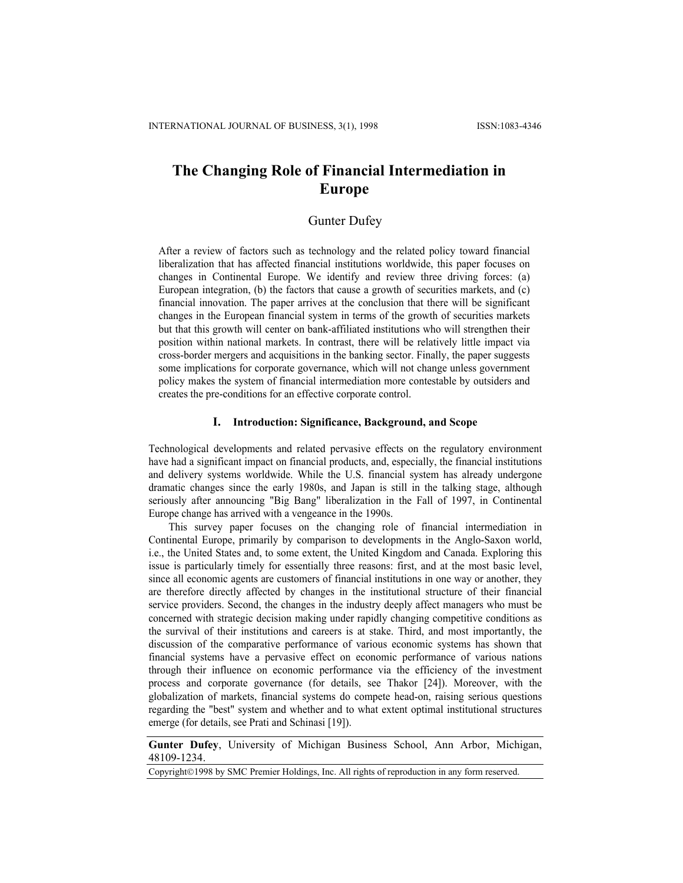# The Changing Role of Financial Intermediation in Europe

Gunter Dufey

After a review of factors such as technology and the related policy toward financial liberalization that has affected financial institutions worldwide, this paper focuses on changes in Continental Europe. We identify and review three driving forces: (a) European integration, (b) the factors that cause a growth of securities markets, and (c) financial innovation. The paper arrives at the conclusion that there will be significant changes in the European financial system in terms of the growth of securities markets but that this growth will center on bank-affiliated institutions who will strengthen their position within national markets. In contrast, there will be relatively little impact via cross-border mergers and acquisitions in the banking sector. Finally, the paper suggests some implications for corporate governance, which will not change unless government policy makes the system of financial intermediation more contestable by outsiders and creates the pre-conditions for an effective corporate control.

## I. Introduction: Significance, Background, and Scope

Technological developments and related pervasive effects on the regulatory environment have had a significant impact on financial products, and, especially, the financial institutions and delivery systems worldwide. While the U.S. financial system has already undergone dramatic changes since the early 1980s, and Japan is still in the talking stage, although seriously after announcing "Big Bang" liberalization in the Fall of 1997, in Continental Europe change has arrived with a vengeance in the 1990s.

This survey paper focuses on the changing role of financial intermediation in Continental Europe, primarily by comparison to developments in the Anglo-Saxon world, i.e., the United States and, to some extent, the United Kingdom and Canada. Exploring this issue is particularly timely for essentially three reasons: first, and at the most basic level, since all economic agents are customers of financial institutions in one way or another, they are therefore directly affected by changes in the institutional structure of their financial service providers. Second, the changes in the industry deeply affect managers who must be concerned with strategic decision making under rapidly changing competitive conditions as the survival of their institutions and careers is at stake. Third, and most importantly, the discussion of the comparative performance of various economic systems has shown that financial systems have a pervasive effect on economic performance of various nations through their influence on economic performance via the efficiency of the investment process and corporate governance (for details, see Thakor [24]). Moreover, with the globalization of markets, financial systems do compete head-on, raising serious questions regarding the "best" system and whether and to what extent optimal institutional structures emerge (for details, see Prati and Schinasi [19]).

**Gunter Dufey**, University of Michigan Business School, Ann Arbor, Michigan, 48109-1234.

Copyright©1998 by SMC Premier Holdings, Inc. All rights of reproduction in any form reserved.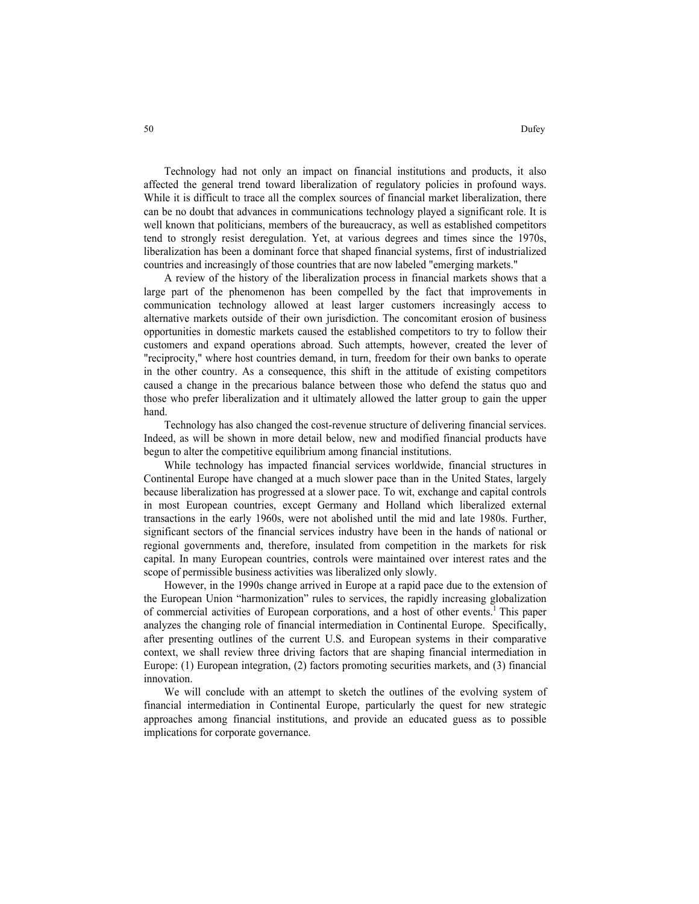Technology had not only an impact on financial institutions and products, it also affected the general trend toward liberalization of regulatory policies in profound ways. While it is difficult to trace all the complex sources of financial market liberalization, there can be no doubt that advances in communications technology played a significant role. It is well known that politicians, members of the bureaucracy, as well as established competitors tend to strongly resist deregulation. Yet, at various degrees and times since the 1970s, liberalization has been a dominant force that shaped financial systems, first of industrialized countries and increasingly of those countries that are now labeled "emerging markets."

A review of the history of the liberalization process in financial markets shows that a large part of the phenomenon has been compelled by the fact that improvements in communication technology allowed at least larger customers increasingly access to alternative markets outside of their own jurisdiction. The concomitant erosion of business opportunities in domestic markets caused the established competitors to try to follow their customers and expand operations abroad. Such attempts, however, created the lever of "reciprocity," where host countries demand, in turn, freedom for their own banks to operate in the other country. As a consequence, this shift in the attitude of existing competitors caused a change in the precarious balance between those who defend the status quo and those who prefer liberalization and it ultimately allowed the latter group to gain the upper hand.

Technology has also changed the cost-revenue structure of delivering financial services. Indeed, as will be shown in more detail below, new and modified financial products have begun to alter the competitive equilibrium among financial institutions.

While technology has impacted financial services worldwide, financial structures in Continental Europe have changed at a much slower pace than in the United States, largely because liberalization has progressed at a slower pace. To wit, exchange and capital controls in most European countries, except Germany and Holland which liberalized external transactions in the early 1960s, were not abolished until the mid and late 1980s. Further, significant sectors of the financial services industry have been in the hands of national or regional governments and, therefore, insulated from competition in the markets for risk capital. In many European countries, controls were maintained over interest rates and the scope of permissible business activities was liberalized only slowly.

However, in the 1990s change arrived in Europe at a rapid pace due to the extension of the European Union "harmonization" rules to services, the rapidly increasing globalization of commercial activities of European corporations, and a host of other events.[1] This paper analyzes the changing role of financial intermediation in Continental Europe. Specifically, after presenting outlines of the current U.S. and European systems in their comparative context, we shall review three driving factors that are shaping financial intermediation in Europe: (1) European integration, (2) factors promoting securities markets, and (3) financial innovation.

We will conclude with an attempt to sketch the outlines of the evolving system of financial intermediation in Continental Europe, particularly the quest for new strategic approaches among financial institutions, and provide an educated guess as to possible implications for corporate governance.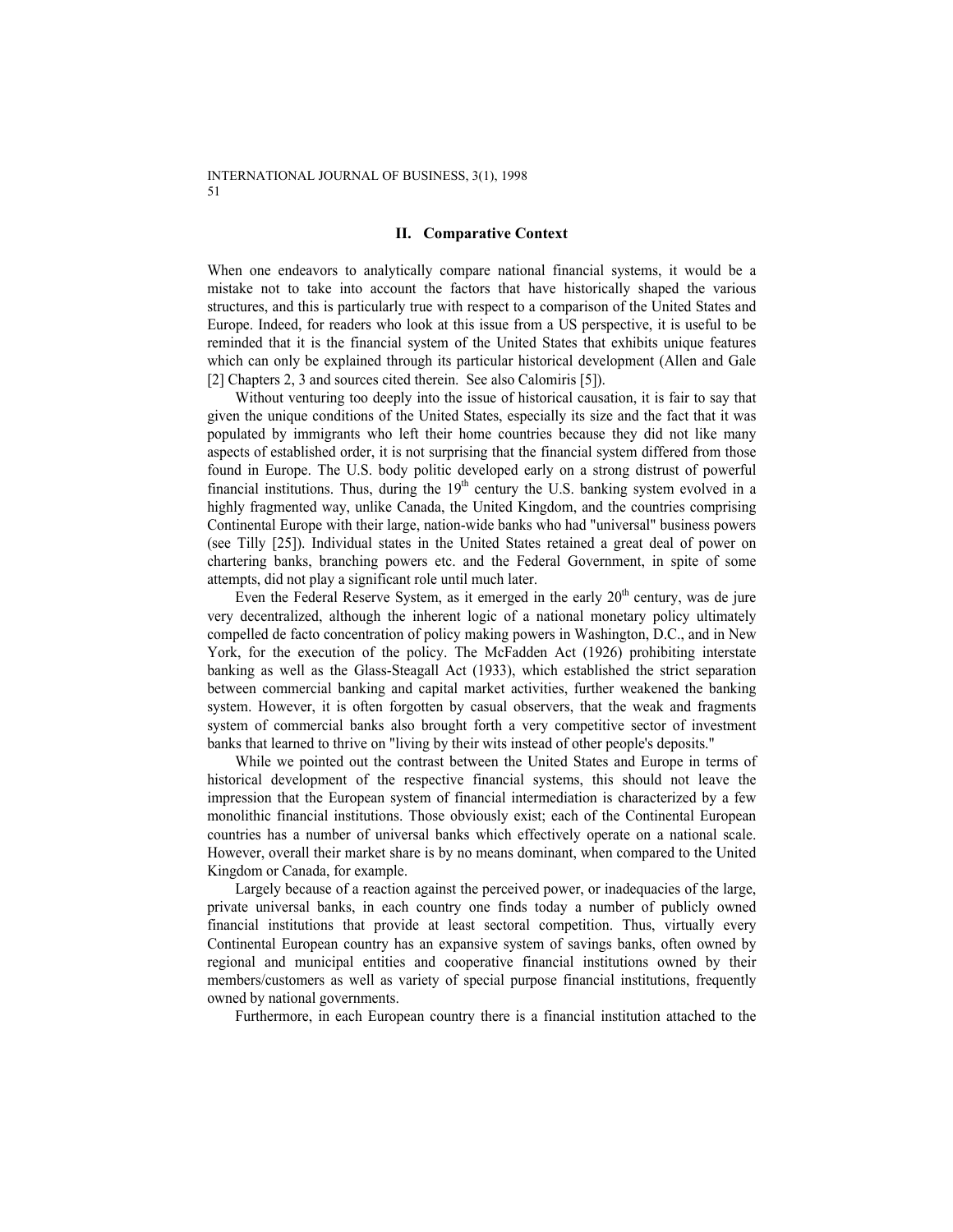## II. Comparative Context

When one endeavors to analytically compare national financial systems, it would be a mistake not to take into account the factors that have historically shaped the various structures, and this is particularly true with respect to a comparison of the United States and Europe. Indeed, for readers who look at this issue from a US perspective, it is useful to be reminded that it is the financial system of the United States that exhibits unique features which can only be explained through its particular historical development (Allen and Gale [2] Chapters 2, 3 and sources cited therein. See also Calomiris [5]).

Without venturing too deeply into the issue of historical causation, it is fair to say that given the unique conditions of the United States, especially its size and the fact that it was populated by immigrants who left their home countries because they did not like many aspects of established order, it is not surprising that the financial system differed from those found in Europe. The U.S. body politic developed early on a strong distrust of powerful financial institutions. Thus, during the 19th century the U.S. banking system evolved in a highly fragmented way, unlike Canada, the United Kingdom, and the countries comprising Continental Europe with their large, nation-wide banks who had "universal" business powers (see Tilly [25]). Individual states in the United States retained a great deal of power on chartering banks, branching powers etc. and the Federal Government, in spite of some attempts, did not play a significant role until much later.

Even the Federal Reserve System, as it emerged in the early 20th century, was de jure very decentralized, although the inherent logic of a national monetary policy ultimately compelled de facto concentration of policy making powers in Washington, D.C., and in New York, for the execution of the policy. The McFadden Act (1926) prohibiting interstate banking as well as the Glass-Steagall Act (1933), which established the strict separation between commercial banking and capital market activities, further weakened the banking system. However, it is often forgotten by casual observers, that the weak and fragments system of commercial banks also brought forth a very competitive sector of investment banks that learned to thrive on "living by their wits instead of other people's deposits."

While we pointed out the contrast between the United States and Europe in terms of historical development of the respective financial systems, this should not leave the impression that the European system of financial intermediation is characterized by a few monolithic financial institutions. Those obviously exist; each of the Continental European countries has a number of universal banks which effectively operate on a national scale. However, overall their market share is by no means dominant, when compared to the United Kingdom or Canada, for example.

Largely because of a reaction against the perceived power, or inadequacies of the large, private universal banks, in each country one finds today a number of publicly owned financial institutions that provide at least sectoral competition. Thus, virtually every Continental European country has an expansive system of savings banks, often owned by regional and municipal entities and cooperative financial institutions owned by their members/customers as well as variety of special purpose financial institutions, frequently owned by national governments.

Furthermore, in each European country there is a financial institution attached to the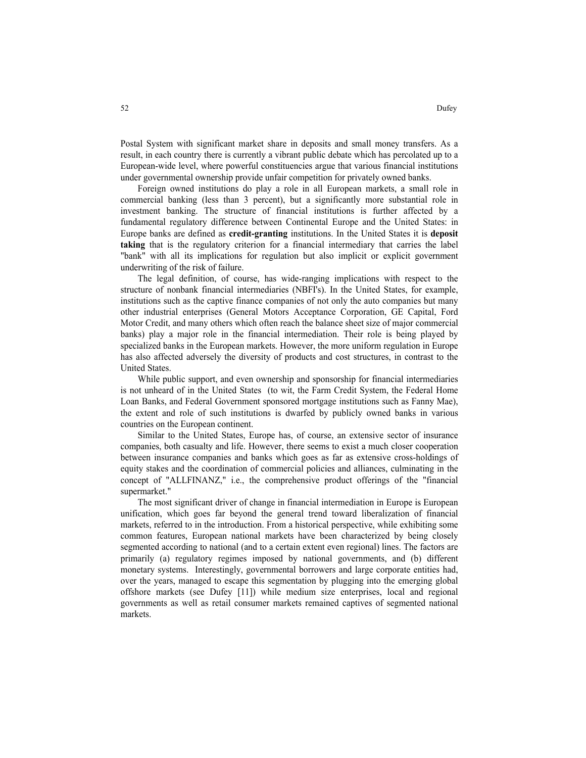Postal System with significant market share in deposits and small money transfers. As a result, in each country there is currently a vibrant public debate which has percolated up to a European-wide level, where powerful constituencies argue that various financial institutions under governmental ownership provide unfair competition for privately owned banks.

Foreign owned institutions do play a role in all European markets, a small role in commercial banking (less than 3 percent), but a significantly more substantial role in investment banking. The structure of financial institutions is further affected by a fundamental regulatory difference between Continental Europe and the United States: in Europe banks are defined as **credit-granting** institutions. In the United States it is **deposit taking** that is the regulatory criterion for a financial intermediary that carries the label "bank" with all its implications for regulation but also implicit or explicit government underwriting of the risk of failure.

The legal definition, of course, has wide-ranging implications with respect to the structure of nonbank financial intermediaries (NBFI's). In the United States, for example, institutions such as the captive finance companies of not only the auto companies but many other industrial enterprises (General Motors Acceptance Corporation, GE Capital, Ford Motor Credit, and many others which often reach the balance sheet size of major commercial banks) play a major role in the financial intermediation. Their role is being played by specialized banks in the European markets. However, the more uniform regulation in Europe has also affected adversely the diversity of products and cost structures, in contrast to the United States.

While public support, and even ownership and sponsorship for financial intermediaries is not unheard of in the United States (to wit, the Farm Credit System, the Federal Home Loan Banks, and Federal Government sponsored mortgage institutions such as Fanny Mae), the extent and role of such institutions is dwarfed by publicly owned banks in various countries on the European continent.

Similar to the United States, Europe has, of course, an extensive sector of insurance companies, both casualty and life. However, there seems to exist a much closer cooperation between insurance companies and banks which goes as far as extensive cross-holdings of equity stakes and the coordination of commercial policies and alliances, culminating in the concept of "ALLFINANZ," i.e., the comprehensive product offerings of the "financial supermarket."

The most significant driver of change in financial intermediation in Europe is European unification, which goes far beyond the general trend toward liberalization of financial markets, referred to in the introduction. From a historical perspective, while exhibiting some common features, European national markets have been characterized by being closely segmented according to national (and to a certain extent even regional) lines. The factors are primarily (a) regulatory regimes imposed by national governments, and (b) different monetary systems. Interestingly, governmental borrowers and large corporate entities had, over the years, managed to escape this segmentation by plugging into the emerging global offshore markets (see Dufey [11]) while medium size enterprises, local and regional governments as well as retail consumer markets remained captives of segmented national markets.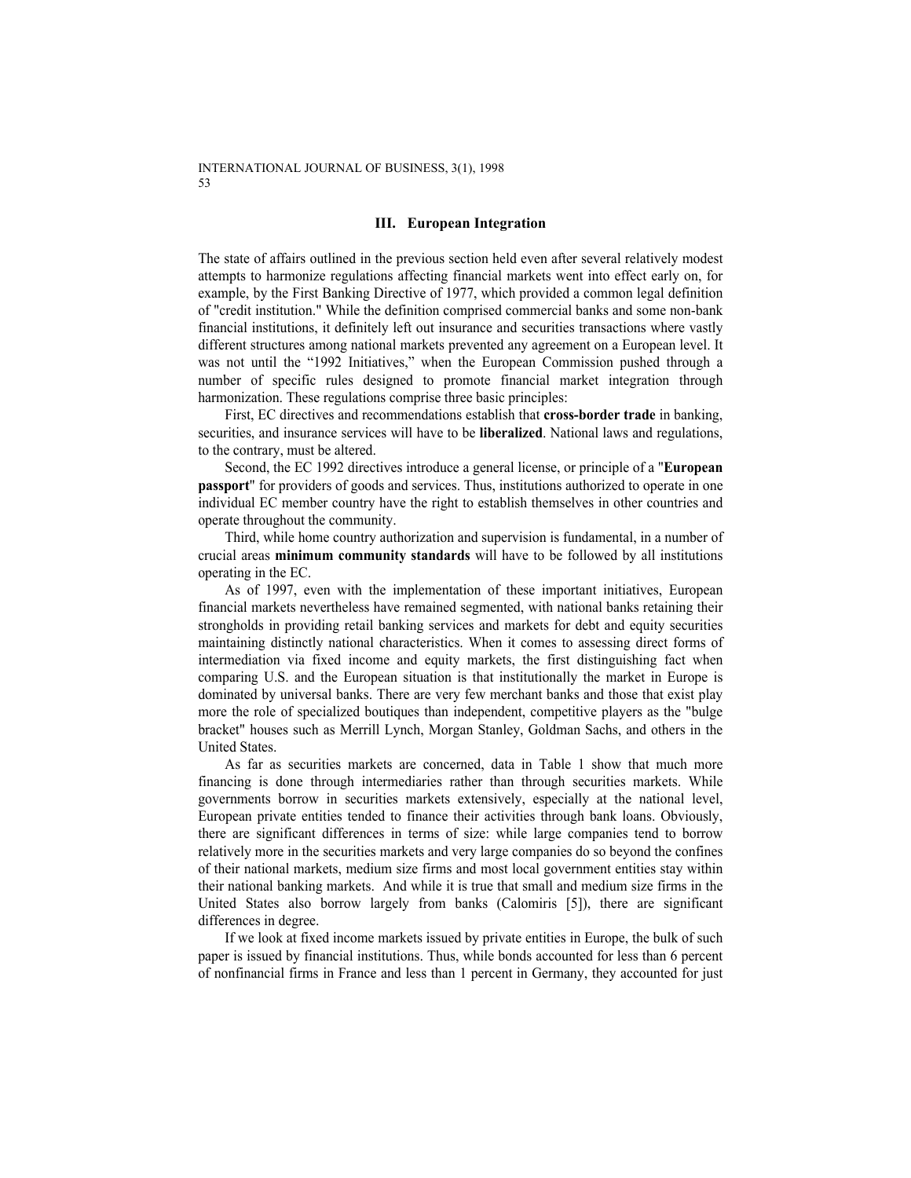## III. European Integration

The state of affairs outlined in the previous section held even after several relatively modest attempts to harmonize regulations affecting financial markets went into effect early on, for example, by the First Banking Directive of 1977, which provided a common legal definition of "credit institution." While the definition comprised commercial banks and some non-bank financial institutions, it definitely left out insurance and securities transactions where vastly different structures among national markets prevented any agreement on a European level. It was not until the "1992 Initiatives," when the European Commission pushed through a number of specific rules designed to promote financial market integration through harmonization. These regulations comprise three basic principles:

First, EC directives and recommendations establish that **cross-border trade** in banking, securities, and insurance services will have to be **liberalized**. National laws and regulations, to the contrary, must be altered.

Second, the EC 1992 directives introduce a general license, or principle of a "**European passport**" for providers of goods and services. Thus, institutions authorized to operate in one individual EC member country have the right to establish themselves in other countries and operate throughout the community.

Third, while home country authorization and supervision is fundamental, in a number of crucial areas **minimum community standards** will have to be followed by all institutions operating in the EC.

As of 1997, even with the implementation of these important initiatives, European financial markets nevertheless have remained segmented, with national banks retaining their strongholds in providing retail banking services and markets for debt and equity securities maintaining distinctly national characteristics. When it comes to assessing direct forms of intermediation via fixed income and equity markets, the first distinguishing fact when comparing U.S. and the European situation is that institutionally the market in Europe is dominated by universal banks. There are very few merchant banks and those that exist play more the role of specialized boutiques than independent, competitive players as the "bulge bracket" houses such as Merrill Lynch, Morgan Stanley, Goldman Sachs, and others in the United States.

As far as securities markets are concerned, data in Table 1 show that much more financing is done through intermediaries rather than through securities markets. While governments borrow in securities markets extensively, especially at the national level, European private entities tended to finance their activities through bank loans. Obviously, there are significant differences in terms of size: while large companies tend to borrow relatively more in the securities markets and very large companies do so beyond the confines of their national markets, medium size firms and most local government entities stay within their national banking markets. And while it is true that small and medium size firms in the United States also borrow largely from banks (Calomiris [5]), there are significant differences in degree.

If we look at fixed income markets issued by private entities in Europe, the bulk of such paper is issued by financial institutions. Thus, while bonds accounted for less than 6 percent of nonfinancial firms in France and less than 1 percent in Germany, they accounted for just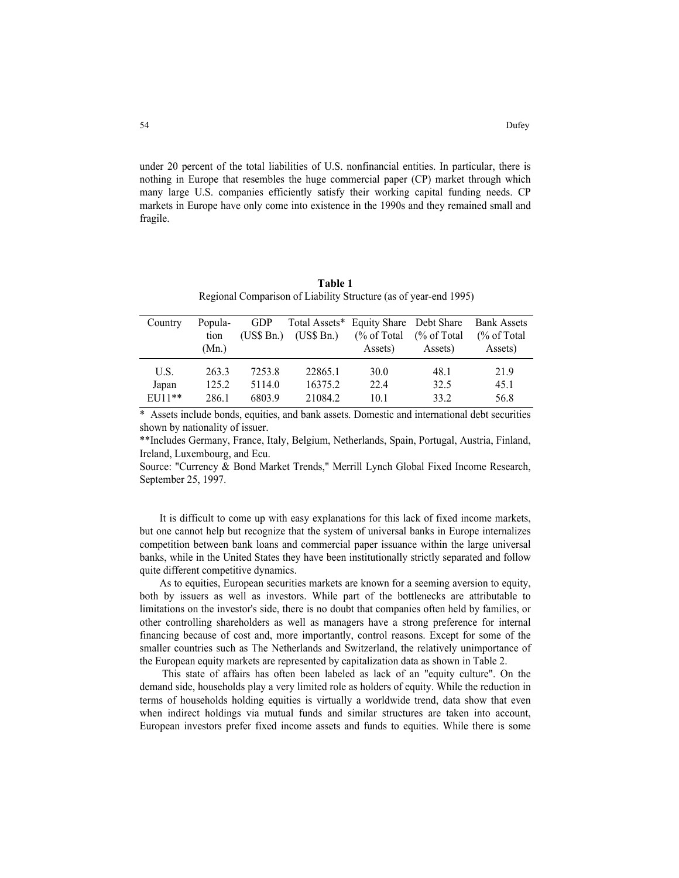under 20 percent of the total liabilities of U.S. nonfinancial entities. In particular, there is nothing in Europe that resembles the huge commercial paper (CP) market through which many large U.S. companies efficiently satisfy their working capital funding needs. CP markets in Europe have only come into existence in the 1990s and they remained small and fragile.

**Table 1**
Regional Comparison of Liability Structure (as of year-end 1995)

| Country | Population (Mn.) | GDP (US$ Bn.) | Total Assets* (US$ Bn.) | Equity Share (% of Total Assets) | Debt Share (% of Total Assets) | Bank Assets (% of Total Assets) |
|---|---|---|---|---|---|---|
| U.S. | 263.3 | 7253.8 | 22865.1 | 30.0 | 48.1 | 21.9 |
| Japan | 125.2 | 5114.0 | 16375.2 | 22.4 | 32.5 | 45.1 |
| EU11** | 286.1 | 6803.9 | 21084.2 | 10.1 | 33.2 | 56.8 |

\* Assets include bonds, equities, and bank assets. Domestic and international debt securities shown by nationality of issuer.

**Includes Germany, France, Italy, Belgium, Netherlands, Spain, Portugal, Austria, Finland, Ireland, Luxembourg, and Ecu.

Source: "Currency & Bond Market Trends," Merrill Lynch Global Fixed Income Research, September 25, 1997.

It is difficult to come up with easy explanations for this lack of fixed income markets, but one cannot help but recognize that the system of universal banks in Europe internalizes competition between bank loans and commercial paper issuance within the large universal banks, while in the United States they have been institutionally strictly separated and follow quite different competitive dynamics.

As to equities, European securities markets are known for a seeming aversion to equity, both by issuers as well as investors. While part of the bottlenecks are attributable to limitations on the investor's side, there is no doubt that companies often held by families, or other controlling shareholders as well as managers have a strong preference for internal financing because of cost and, more importantly, control reasons. Except for some of the smaller countries such as The Netherlands and Switzerland, the relatively unimportance of the European equity markets are represented by capitalization data as shown in Table 2.

This state of affairs has often been labeled as lack of an "equity culture". On the demand side, households play a very limited role as holders of equity. While the reduction in terms of households holding equities is virtually a worldwide trend, data show that even when indirect holdings via mutual funds and similar structures are taken into account, European investors prefer fixed income assets and funds to equities. While there is some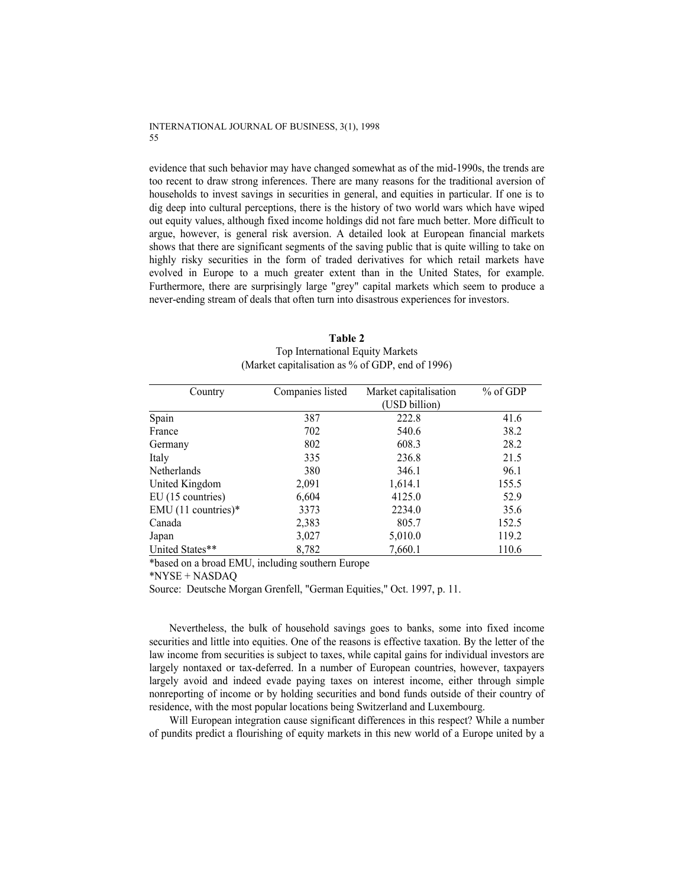evidence that such behavior may have changed somewhat as of the mid-1990s, the trends are too recent to draw strong inferences. There are many reasons for the traditional aversion of households to invest savings in securities in general, and equities in particular. If one is to dig deep into cultural perceptions, there is the history of two world wars which have wiped out equity values, although fixed income holdings did not fare much better. More difficult to argue, however, is general risk aversion. A detailed look at European financial markets shows that there are significant segments of the saving public that is quite willing to take on highly risky securities in the form of traded derivatives for which retail markets have evolved in Europe to a much greater extent than in the United States, for example. Furthermore, there are surprisingly large "grey" capital markets which seem to produce a never-ending stream of deals that often turn into disastrous experiences for investors.

**Table 2**
Top International Equity Markets
(Market capitalisation as % of GDP, end of 1996)

| Country | Companies listed | Market capitalisation (USD billion) | % of GDP |
|---|---|---|---|
| Spain | 387 | 222.8 | 41.6 |
| France | 702 | 540.6 | 38.2 |
| Germany | 802 | 608.3 | 28.2 |
| Italy | 335 | 236.8 | 21.5 |
| Netherlands | 380 | 346.1 | 96.1 |
| United Kingdom | 2,091 | 1,614.1 | 155.5 |
| EU (15 countries) | 6,604 | 4125.0 | 52.9 |
| EMU (11 countries)* | 3373 | 2234.0 | 35.6 |
| Canada | 2,383 | 805.7 | 152.5 |
| Japan | 3,027 | 5,010.0 | 119.2 |
| United States** | 8,782 | 7,660.1 | 110.6 |

*based on a broad EMU, including southern Europe
*NYSE + NASDAQ
Source: Deutsche Morgan Grenfell, "German Equities," Oct. 1997, p. 11.

Nevertheless, the bulk of household savings goes to banks, some into fixed income securities and little into equities. One of the reasons is effective taxation. By the letter of the law income from securities is subject to taxes, while capital gains for individual investors are largely nontaxed or tax-deferred. In a number of European countries, however, taxpayers largely avoid and indeed evade paying taxes on interest income, either through simple nonreporting of income or by holding securities and bond funds outside of their country of residence, with the most popular locations being Switzerland and Luxembourg.

Will European integration cause significant differences in this respect? While a number of pundits predict a flourishing of equity markets in this new world of a Europe united by a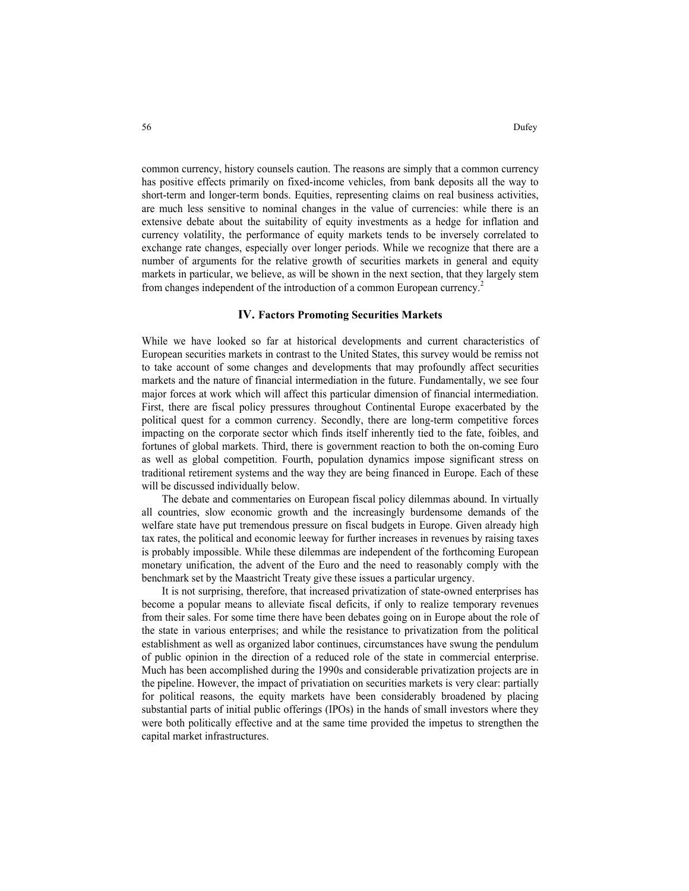common currency, history counsels caution. The reasons are simply that a common currency has positive effects primarily on fixed-income vehicles, from bank deposits all the way to short-term and longer-term bonds. Equities, representing claims on real business activities, are much less sensitive to nominal changes in the value of currencies: while there is an extensive debate about the suitability of equity investments as a hedge for inflation and currency volatility, the performance of equity markets tends to be inversely correlated to exchange rate changes, especially over longer periods. While we recognize that there are a number of arguments for the relative growth of securities markets in general and equity markets in particular, we believe, as will be shown in the next section, that they largely stem from changes independent of the introduction of a common European currency.[2]

## IV. Factors Promoting Securities Markets

While we have looked so far at historical developments and current characteristics of European securities markets in contrast to the United States, this survey would be remiss not to take account of some changes and developments that may profoundly affect securities markets and the nature of financial intermediation in the future. Fundamentally, we see four major forces at work which will affect this particular dimension of financial intermediation. First, there are fiscal policy pressures throughout Continental Europe exacerbated by the political quest for a common currency. Secondly, there are long-term competitive forces impacting on the corporate sector which finds itself inherently tied to the fate, foibles, and fortunes of global markets. Third, there is government reaction to both the on-coming Euro as well as global competition. Fourth, population dynamics impose significant stress on traditional retirement systems and the way they are being financed in Europe. Each of these will be discussed individually below.

The debate and commentaries on European fiscal policy dilemmas abound. In virtually all countries, slow economic growth and the increasingly burdensome demands of the welfare state have put tremendous pressure on fiscal budgets in Europe. Given already high tax rates, the political and economic leeway for further increases in revenues by raising taxes is probably impossible. While these dilemmas are independent of the forthcoming European monetary unification, the advent of the Euro and the need to reasonably comply with the benchmark set by the Maastricht Treaty give these issues a particular urgency.

It is not surprising, therefore, that increased privatization of state-owned enterprises has become a popular means to alleviate fiscal deficits, if only to realize temporary revenues from their sales. For some time there have been debates going on in Europe about the role of the state in various enterprises; and while the resistance to privatization from the political establishment as well as organized labor continues, circumstances have swung the pendulum of public opinion in the direction of a reduced role of the state in commercial enterprise. Much has been accomplished during the 1990s and considerable privatization projects are in the pipeline. However, the impact of privatiation on securities markets is very clear: partially for political reasons, the equity markets have been considerably broadened by placing substantial parts of initial public offerings (IPOs) in the hands of small investors where they were both politically effective and at the same time provided the impetus to strengthen the capital market infrastructures.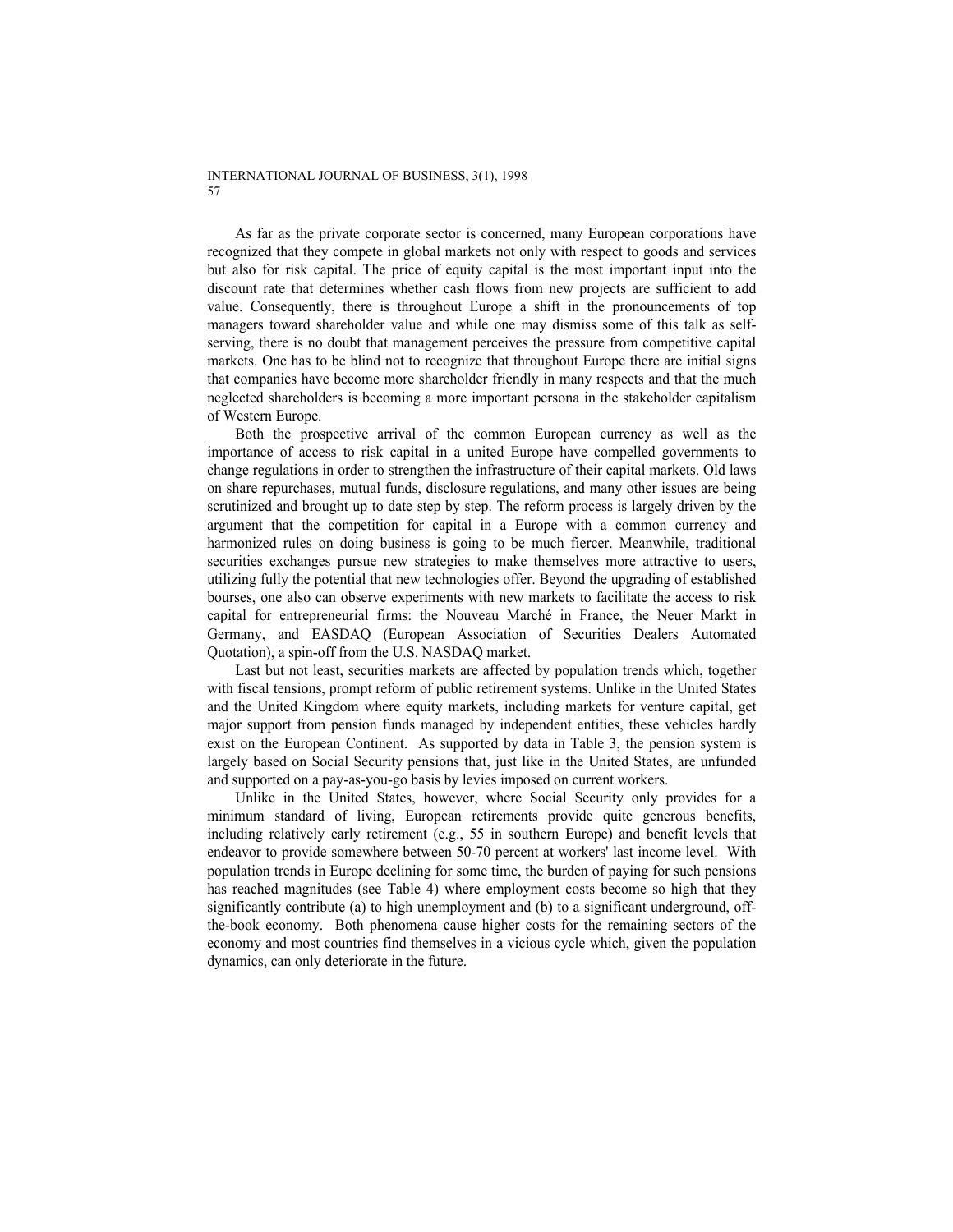As far as the private corporate sector is concerned, many European corporations have recognized that they compete in global markets not only with respect to goods and services but also for risk capital. The price of equity capital is the most important input into the discount rate that determines whether cash flows from new projects are sufficient to add value. Consequently, there is throughout Europe a shift in the pronouncements of top managers toward shareholder value and while one may dismiss some of this talk as self-serving, there is no doubt that management perceives the pressure from competitive capital markets. One has to be blind not to recognize that throughout Europe there are initial signs that companies have become more shareholder friendly in many respects and that the much neglected shareholders is becoming a more important persona in the stakeholder capitalism of Western Europe.

Both the prospective arrival of the common European currency as well as the importance of access to risk capital in a united Europe have compelled governments to change regulations in order to strengthen the infrastructure of their capital markets. Old laws on share repurchases, mutual funds, disclosure regulations, and many other issues are being scrutinized and brought up to date step by step. The reform process is largely driven by the argument that the competition for capital in a Europe with a common currency and harmonized rules on doing business is going to be much fiercer. Meanwhile, traditional securities exchanges pursue new strategies to make themselves more attractive to users, utilizing fully the potential that new technologies offer. Beyond the upgrading of established bourses, one also can observe experiments with new markets to facilitate the access to risk capital for entrepreneurial firms: the Nouveau Marché in France, the Neuer Markt in Germany, and EASDAQ (European Association of Securities Dealers Automated Quotation), a spin-off from the U.S. NASDAQ market.

Last but not least, securities markets are affected by population trends which, together with fiscal tensions, prompt reform of public retirement systems. Unlike in the United States and the United Kingdom where equity markets, including markets for venture capital, get major support from pension funds managed by independent entities, these vehicles hardly exist on the European Continent. As supported by data in Table 3, the pension system is largely based on Social Security pensions that, just like in the United States, are unfunded and supported on a pay-as-you-go basis by levies imposed on current workers.

Unlike in the United States, however, where Social Security only provides for a minimum standard of living, European retirements provide quite generous benefits, including relatively early retirement (e.g., 55 in southern Europe) and benefit levels that endeavor to provide somewhere between 50-70 percent at workers' last income level. With population trends in Europe declining for some time, the burden of paying for such pensions has reached magnitudes (see Table 4) where employment costs become so high that they significantly contribute (a) to high unemployment and (b) to a significant underground, off-the-book economy. Both phenomena cause higher costs for the remaining sectors of the economy and most countries find themselves in a vicious cycle which, given the population dynamics, can only deteriorate in the future.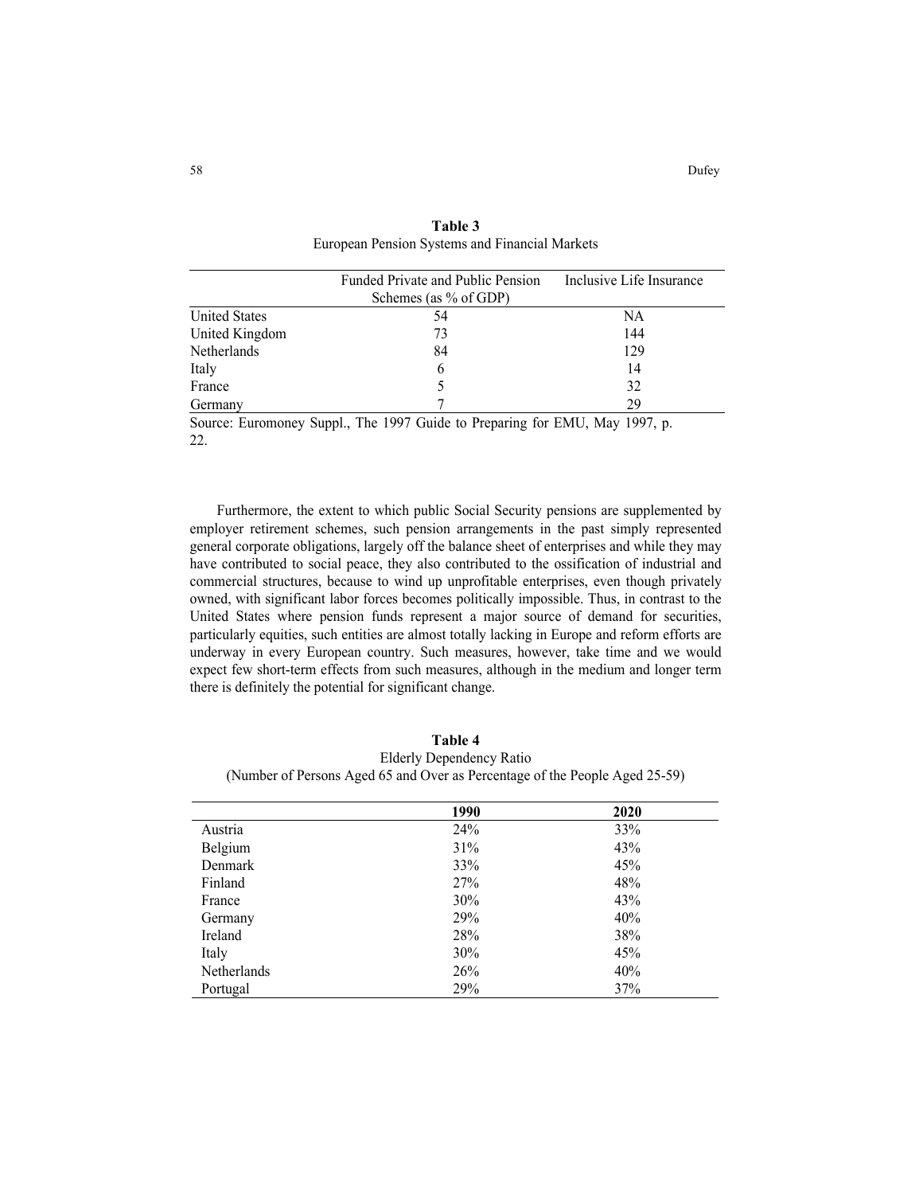**Table 3**
European Pension Systems and Financial Markets

| | Funded Private and Public Pension Schemes (as % of GDP) | Inclusive Life Insurance |
|---|---|---|
| United States | 54 | NA |
| United Kingdom | 73 | 144 |
| Netherlands | 84 | 129 |
| Italy | 6 | 14 |
| France | 5 | 32 |
| Germany | 7 | 29 |

Source: Euromoney Suppl., The 1997 Guide to Preparing for EMU, May 1997, p. 22.

Furthermore, the extent to which public Social Security pensions are supplemented by employer retirement schemes, such pension arrangements in the past simply represented general corporate obligations, largely off the balance sheet of enterprises and while they may have contributed to social peace, they also contributed to the ossification of industrial and commercial structures, because to wind up unprofitable enterprises, even though privately owned, with significant labor forces becomes politically impossible. Thus, in contrast to the United States where pension funds represent a major source of demand for securities, particularly equities, such entities are almost totally lacking in Europe and reform efforts are underway in every European country. Such measures, however, take time and we would expect few short-term effects from such measures, although in the medium and longer term there is definitely the potential for significant change.

**Table 4**
Elderly Dependency Ratio
(Number of Persons Aged 65 and Over as Percentage of the People Aged 25-59)

| | 1990 | 2020 |
|---|---|---|
| Austria | 24% | 33% |
| Belgium | 31% | 43% |
| Denmark | 33% | 45% |
| Finland | 27% | 48% |
| France | 30% | 43% |
| Germany | 29% | 40% |
| Ireland | 28% | 38% |
| Italy | 30% | 45% |
| Netherlands | 26% | 40% |
| Portugal | 29% | 37% |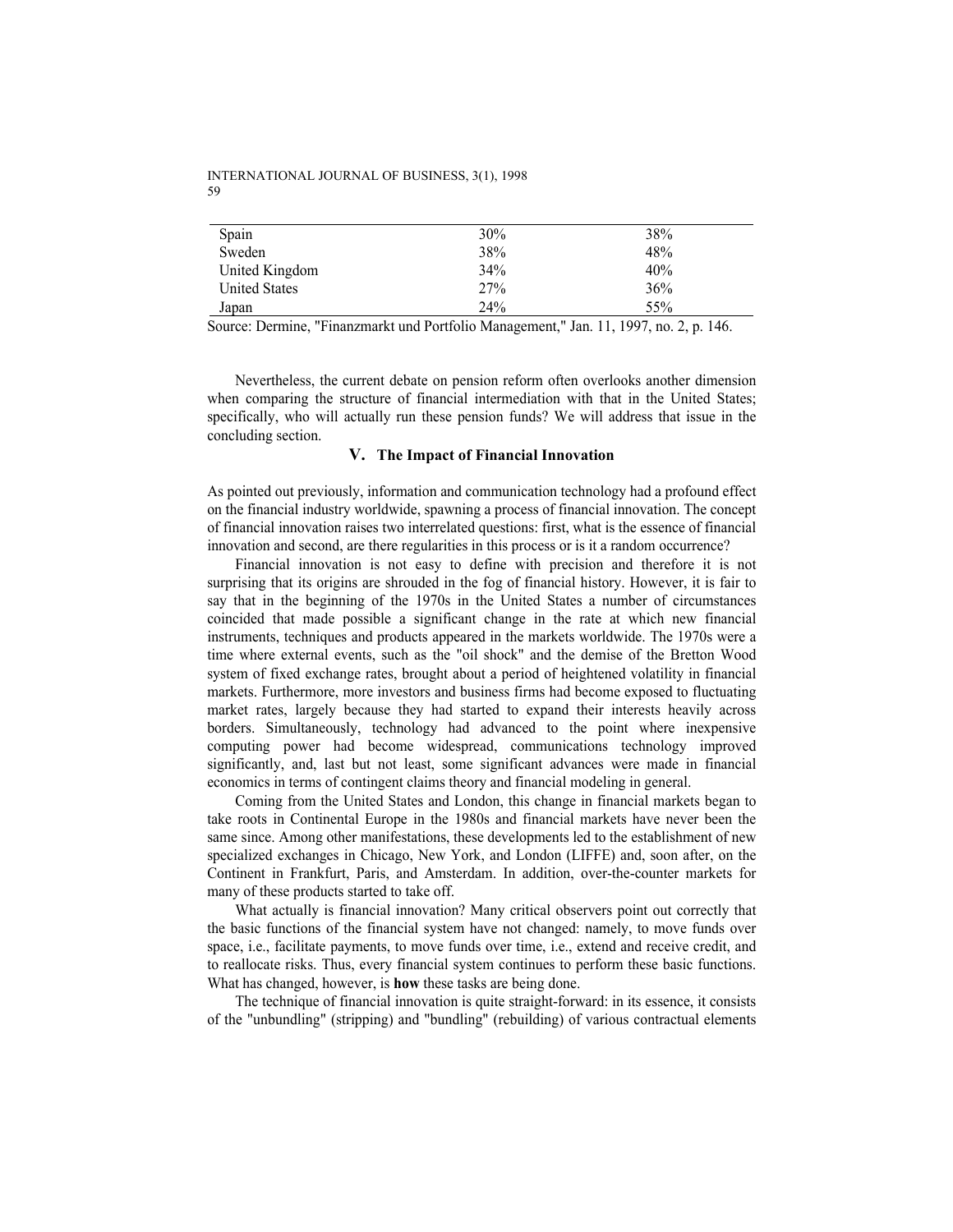| | | |
|---|---|---|
| Spain | 30% | 38% |
| Sweden | 38% | 48% |
| United Kingdom | 34% | 40% |
| United States | 27% | 36% |
| Japan | 24% | 55% |

Source: Dermine, "Finanzmarkt und Portfolio Management," Jan. 11, 1997, no. 2, p. 146.

Nevertheless, the current debate on pension reform often overlooks another dimension when comparing the structure of financial intermediation with that in the United States; specifically, who will actually run these pension funds? We will address that issue in the concluding section.

## V. The Impact of Financial Innovation

As pointed out previously, information and communication technology had a profound effect on the financial industry worldwide, spawning a process of financial innovation. The concept of financial innovation raises two interrelated questions: first, what is the essence of financial innovation and second, are there regularities in this process or is it a random occurrence?

Financial innovation is not easy to define with precision and therefore it is not surprising that its origins are shrouded in the fog of financial history. However, it is fair to say that in the beginning of the 1970s in the United States a number of circumstances coincided that made possible a significant change in the rate at which new financial instruments, techniques and products appeared in the markets worldwide. The 1970s were a time where external events, such as the "oil shock" and the demise of the Bretton Wood system of fixed exchange rates, brought about a period of heightened volatility in financial markets. Furthermore, more investors and business firms had become exposed to fluctuating market rates, largely because they had started to expand their interests heavily across borders. Simultaneously, technology had advanced to the point where inexpensive computing power had become widespread, communications technology improved significantly, and, last but not least, some significant advances were made in financial economics in terms of contingent claims theory and financial modeling in general.

Coming from the United States and London, this change in financial markets began to take roots in Continental Europe in the 1980s and financial markets have never been the same since. Among other manifestations, these developments led to the establishment of new specialized exchanges in Chicago, New York, and London (LIFFE) and, soon after, on the Continent in Frankfurt, Paris, and Amsterdam. In addition, over-the-counter markets for many of these products started to take off.

What actually is financial innovation? Many critical observers point out correctly that the basic functions of the financial system have not changed: namely, to move funds over space, i.e., facilitate payments, to move funds over time, i.e., extend and receive credit, and to reallocate risks. Thus, every financial system continues to perform these basic functions. What has changed, however, is **how** these tasks are being done.

The technique of financial innovation is quite straight-forward: in its essence, it consists of the "unbundling" (stripping) and "bundling" (rebuilding) of various contractual elements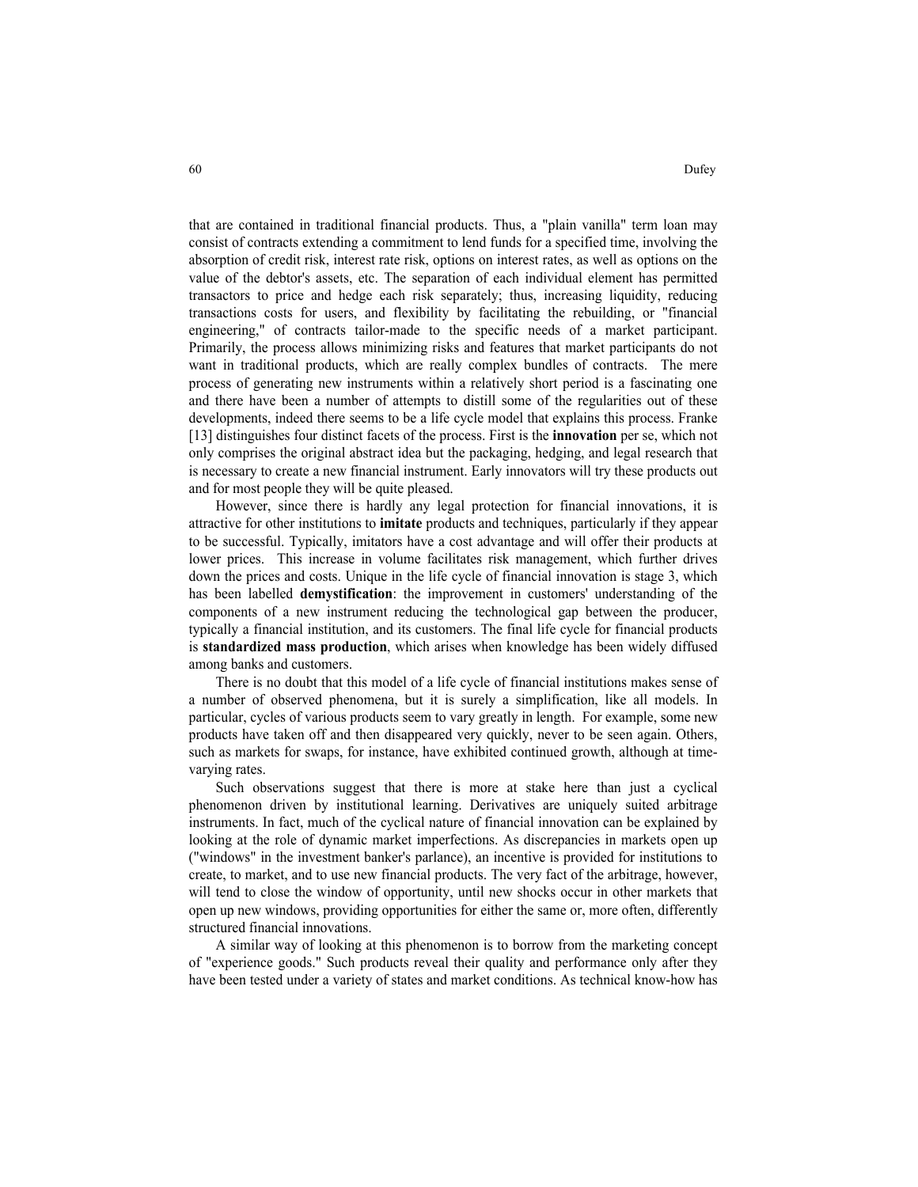that are contained in traditional financial products. Thus, a "plain vanilla" term loan may consist of contracts extending a commitment to lend funds for a specified time, involving the absorption of credit risk, interest rate risk, options on interest rates, as well as options on the value of the debtor's assets, etc. The separation of each individual element has permitted transactors to price and hedge each risk separately; thus, increasing liquidity, reducing transactions costs for users, and flexibility by facilitating the rebuilding, or "financial engineering," of contracts tailor-made to the specific needs of a market participant. Primarily, the process allows minimizing risks and features that market participants do not want in traditional products, which are really complex bundles of contracts. The mere process of generating new instruments within a relatively short period is a fascinating one and there have been a number of attempts to distill some of the regularities out of these developments, indeed there seems to be a life cycle model that explains this process. Franke [13] distinguishes four distinct facets of the process. First is the **innovation** per se, which not only comprises the original abstract idea but the packaging, hedging, and legal research that is necessary to create a new financial instrument. Early innovators will try these products out and for most people they will be quite pleased.

However, since there is hardly any legal protection for financial innovations, it is attractive for other institutions to **imitate** products and techniques, particularly if they appear to be successful. Typically, imitators have a cost advantage and will offer their products at lower prices. This increase in volume facilitates risk management, which further drives down the prices and costs. Unique in the life cycle of financial innovation is stage 3, which has been labelled **demystification**: the improvement in customers' understanding of the components of a new instrument reducing the technological gap between the producer, typically a financial institution, and its customers. The final life cycle for financial products is **standardized mass production**, which arises when knowledge has been widely diffused among banks and customers.

There is no doubt that this model of a life cycle of financial institutions makes sense of a number of observed phenomena, but it is surely a simplification, like all models. In particular, cycles of various products seem to vary greatly in length. For example, some new products have taken off and then disappeared very quickly, never to be seen again. Others, such as markets for swaps, for instance, have exhibited continued growth, although at time-varying rates.

Such observations suggest that there is more at stake here than just a cyclical phenomenon driven by institutional learning. Derivatives are uniquely suited arbitrage instruments. In fact, much of the cyclical nature of financial innovation can be explained by looking at the role of dynamic market imperfections. As discrepancies in markets open up ("windows" in the investment banker's parlance), an incentive is provided for institutions to create, to market, and to use new financial products. The very fact of the arbitrage, however, will tend to close the window of opportunity, until new shocks occur in other markets that open up new windows, providing opportunities for either the same or, more often, differently structured financial innovations.

A similar way of looking at this phenomenon is to borrow from the marketing concept of "experience goods." Such products reveal their quality and performance only after they have been tested under a variety of states and market conditions. As technical know-how has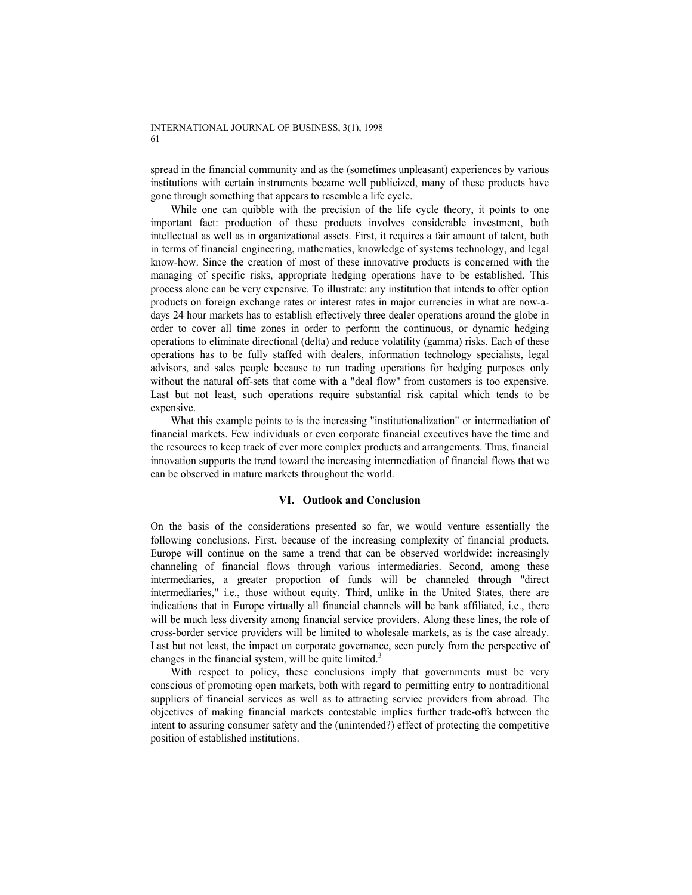spread in the financial community and as the (sometimes unpleasant) experiences by various institutions with certain instruments became well publicized, many of these products have gone through something that appears to resemble a life cycle.

While one can quibble with the precision of the life cycle theory, it points to one important fact: production of these products involves considerable investment, both intellectual as well as in organizational assets. First, it requires a fair amount of talent, both in terms of financial engineering, mathematics, knowledge of systems technology, and legal know-how. Since the creation of most of these innovative products is concerned with the managing of specific risks, appropriate hedging operations have to be established. This process alone can be very expensive. To illustrate: any institution that intends to offer option products on foreign exchange rates or interest rates in major currencies in what are now-a-days 24 hour markets has to establish effectively three dealer operations around the globe in order to cover all time zones in order to perform the continuous, or dynamic hedging operations to eliminate directional (delta) and reduce volatility (gamma) risks. Each of these operations has to be fully staffed with dealers, information technology specialists, legal advisors, and sales people because to run trading operations for hedging purposes only without the natural off-sets that come with a "deal flow" from customers is too expensive. Last but not least, such operations require substantial risk capital which tends to be expensive.

What this example points to is the increasing "institutionalization" or intermediation of financial markets. Few individuals or even corporate financial executives have the time and the resources to keep track of ever more complex products and arrangements. Thus, financial innovation supports the trend toward the increasing intermediation of financial flows that we can be observed in mature markets throughout the world.

## VI. Outlook and Conclusion

On the basis of the considerations presented so far, we would venture essentially the following conclusions. First, because of the increasing complexity of financial products, Europe will continue on the same a trend that can be observed worldwide: increasingly channeling of financial flows through various intermediaries. Second, among these intermediaries, a greater proportion of funds will be channeled through "direct intermediaries," i.e., those without equity. Third, unlike in the United States, there are indications that in Europe virtually all financial channels will be bank affiliated, i.e., there will be much less diversity among financial service providers. Along these lines, the role of cross-border service providers will be limited to wholesale markets, as is the case already. Last but not least, the impact on corporate governance, seen purely from the perspective of changes in the financial system, will be quite limited.[3]

With respect to policy, these conclusions imply that governments must be very conscious of promoting open markets, both with regard to permitting entry to nontraditional suppliers of financial services as well as to attracting service providers from abroad. The objectives of making financial markets contestable implies further trade-offs between the intent to assuring consumer safety and the (unintended?) effect of protecting the competitive position of established institutions.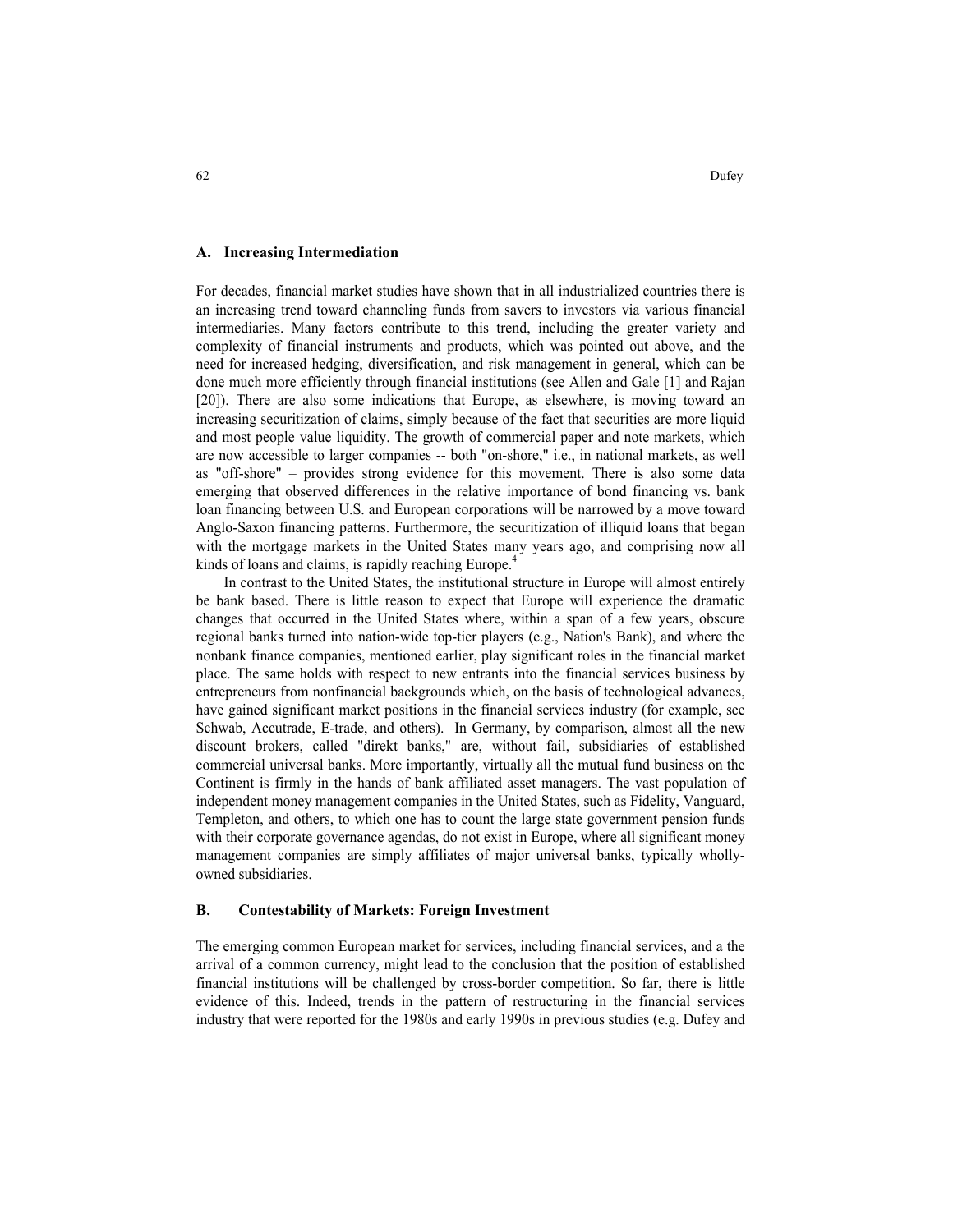### A. Increasing Intermediation

For decades, financial market studies have shown that in all industrialized countries there is an increasing trend toward channeling funds from savers to investors via various financial intermediaries. Many factors contribute to this trend, including the greater variety and complexity of financial instruments and products, which was pointed out above, and the need for increased hedging, diversification, and risk management in general, which can be done much more efficiently through financial institutions (see Allen and Gale [1] and Rajan [20]). There are also some indications that Europe, as elsewhere, is moving toward an increasing securitization of claims, simply because of the fact that securities are more liquid and most people value liquidity. The growth of commercial paper and note markets, which are now accessible to larger companies -- both "on-shore," i.e., in national markets, as well as "off-shore" – provides strong evidence for this movement. There is also some data emerging that observed differences in the relative importance of bond financing vs. bank loan financing between U.S. and European corporations will be narrowed by a move toward Anglo-Saxon financing patterns. Furthermore, the securitization of illiquid loans that began with the mortgage markets in the United States many years ago, and comprising now all kinds of loans and claims, is rapidly reaching Europe.[4]

In contrast to the United States, the institutional structure in Europe will almost entirely be bank based. There is little reason to expect that Europe will experience the dramatic changes that occurred in the United States where, within a span of a few years, obscure regional banks turned into nation-wide top-tier players (e.g., Nation's Bank), and where the nonbank finance companies, mentioned earlier, play significant roles in the financial market place. The same holds with respect to new entrants into the financial services business by entrepreneurs from nonfinancial backgrounds which, on the basis of technological advances, have gained significant market positions in the financial services industry (for example, see Schwab, Accutrade, E-trade, and others). In Germany, by comparison, almost all the new discount brokers, called "direkt banks," are, without fail, subsidiaries of established commercial universal banks. More importantly, virtually all the mutual fund business on the Continent is firmly in the hands of bank affiliated asset managers. The vast population of independent money management companies in the United States, such as Fidelity, Vanguard, Templeton, and others, to which one has to count the large state government pension funds with their corporate governance agendas, do not exist in Europe, where all significant money management companies are simply affiliates of major universal banks, typically wholly-owned subsidiaries.

### B. Contestability of Markets: Foreign Investment

The emerging common European market for services, including financial services, and a the arrival of a common currency, might lead to the conclusion that the position of established financial institutions will be challenged by cross-border competition. So far, there is little evidence of this. Indeed, trends in the pattern of restructuring in the financial services industry that were reported for the 1980s and early 1990s in previous studies (e.g. Dufey and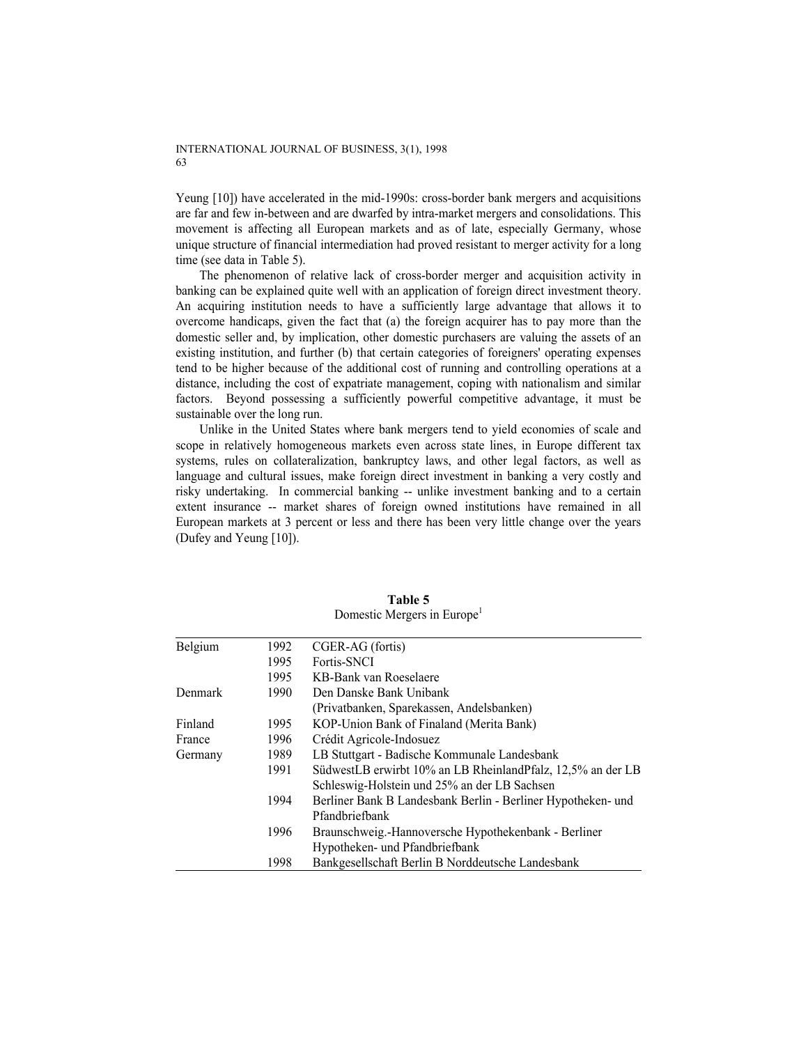Yeung [10]) have accelerated in the mid-1990s: cross-border bank mergers and acquisitions are far and few in-between and are dwarfed by intra-market mergers and consolidations. This movement is affecting all European markets and as of late, especially Germany, whose unique structure of financial intermediation had proved resistant to merger activity for a long time (see data in Table 5).

The phenomenon of relative lack of cross-border merger and acquisition activity in banking can be explained quite well with an application of foreign direct investment theory. An acquiring institution needs to have a sufficiently large advantage that allows it to overcome handicaps, given the fact that (a) the foreign acquirer has to pay more than the domestic seller and, by implication, other domestic purchasers are valuing the assets of an existing institution, and further (b) that certain categories of foreigners' operating expenses tend to be higher because of the additional cost of running and controlling operations at a distance, including the cost of expatriate management, coping with nationalism and similar factors. Beyond possessing a sufficiently powerful competitive advantage, it must be sustainable over the long run.

Unlike in the United States where bank mergers tend to yield economies of scale and scope in relatively homogeneous markets even across state lines, in Europe different tax systems, rules on collateralization, bankruptcy laws, and other legal factors, as well as language and cultural issues, make foreign direct investment in banking a very costly and risky undertaking. In commercial banking -- unlike investment banking and to a certain extent insurance -- market shares of foreign owned institutions have remained in all European markets at 3 percent or less and there has been very little change over the years (Dufey and Yeung [10]).

**Table 5**
Domestic Mergers in Europe[1]

| | | |
|---|---|---|
| Belgium | 1992 | CGER-AG (fortis) |
| | 1995 | Fortis-SNCI |
| | 1995 | KB-Bank van Roeselaere |
| Denmark | 1990 | Den Danske Bank Unibank (Privatbanken, Sparekassen, Andelsbanken) |
| Finland | 1995 | KOP-Union Bank of Finaland (Merita Bank) |
| France | 1996 | Crédit Agricole-Indosuez |
| Germany | 1989 | LB Stuttgart - Badische Kommunale Landesbank |
| | 1991 | SüdwestLB erwirbt 10% an LB RheinlandPfalz, 12,5% an der LB Schleswig-Holstein und 25% an der LB Sachsen |
| | 1994 | Berliner Bank B Landesbank Berlin - Berliner Hypotheken- und Pfandbriefbank |
| | 1996 | Braunschweig.-Hannoversche Hypothekenbank - Berliner Hypotheken- und Pfandbriefbank |
| | 1998 | Bankgesellschaft Berlin B Norddeutsche Landesbank |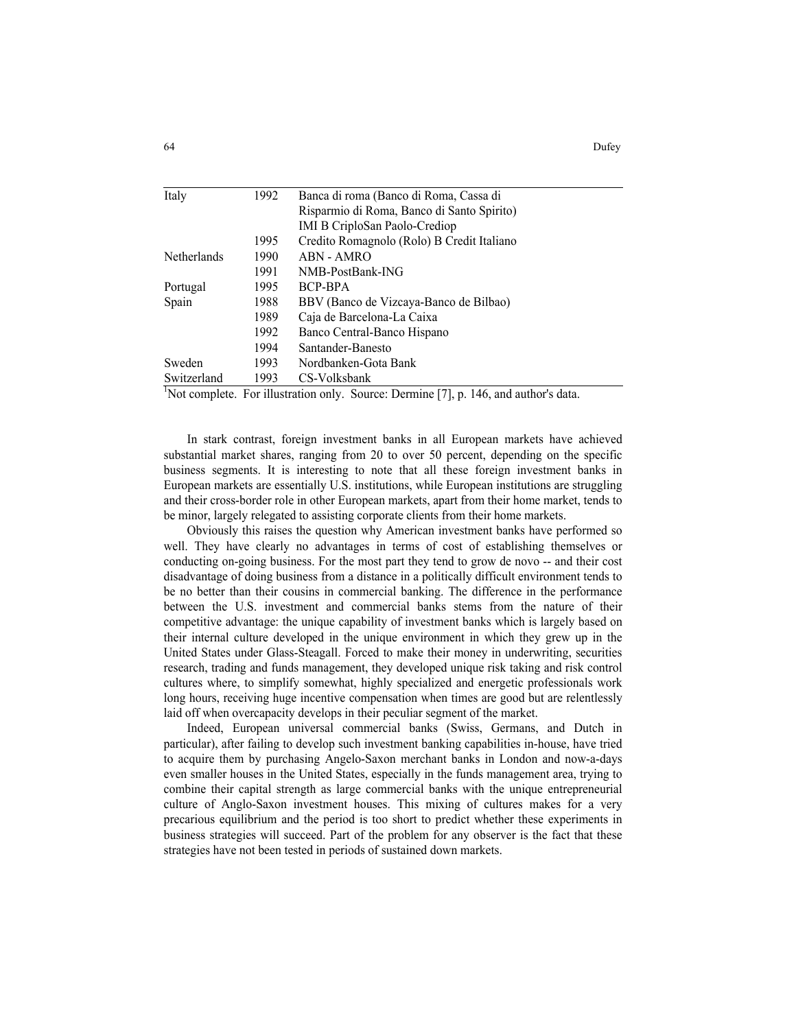| | | |
|---|---|---|
| Italy | 1992 | Banca di roma (Banco di Roma, Cassa di Risparmio di Roma, Banco di Santo Spirito) |
| | | IMI B CriploSan Paolo-Crediop |
| | 1995 | Credito Romagnolo (Rolo) B Credit Italiano |
| Netherlands | 1990 | ABN - AMRO |
| | 1991 | NMB-PostBank-ING |
| Portugal | 1995 | BCP-BPA |
| Spain | 1988 | BBV (Banco de Vizcaya-Banco de Bilbao) |
| | 1989 | Caja de Barcelona-La Caixa |
| | 1992 | Banco Central-Banco Hispano |
| | 1994 | Santander-Banesto |
| Sweden | 1993 | Nordbanken-Gota Bank |
| Switzerland | 1993 | CS-Volksbank |

[1]Not complete. For illustration only. Source: Dermine [7], p. 146, and author's data.

In stark contrast, foreign investment banks in all European markets have achieved substantial market shares, ranging from 20 to over 50 percent, depending on the specific business segments. It is interesting to note that all these foreign investment banks in European markets are essentially U.S. institutions, while European institutions are struggling and their cross-border role in other European markets, apart from their home market, tends to be minor, largely relegated to assisting corporate clients from their home markets.

Obviously this raises the question why American investment banks have performed so well. They have clearly no advantages in terms of cost of establishing themselves or conducting on-going business. For the most part they tend to grow de novo -- and their cost disadvantage of doing business from a distance in a politically difficult environment tends to be no better than their cousins in commercial banking. The difference in the performance between the U.S. investment and commercial banks stems from the nature of their competitive advantage: the unique capability of investment banks which is largely based on their internal culture developed in the unique environment in which they grew up in the United States under Glass-Steagall. Forced to make their money in underwriting, securities research, trading and funds management, they developed unique risk taking and risk control cultures where, to simplify somewhat, highly specialized and energetic professionals work long hours, receiving huge incentive compensation when times are good but are relentlessly laid off when overcapacity develops in their peculiar segment of the market.

Indeed, European universal commercial banks (Swiss, Germans, and Dutch in particular), after failing to develop such investment banking capabilities in-house, have tried to acquire them by purchasing Angelo-Saxon merchant banks in London and now-a-days even smaller houses in the United States, especially in the funds management area, trying to combine their capital strength as large commercial banks with the unique entrepreneurial culture of Anglo-Saxon investment houses. This mixing of cultures makes for a very precarious equilibrium and the period is too short to predict whether these experiments in business strategies will succeed. Part of the problem for any observer is the fact that these strategies have not been tested in periods of sustained down markets.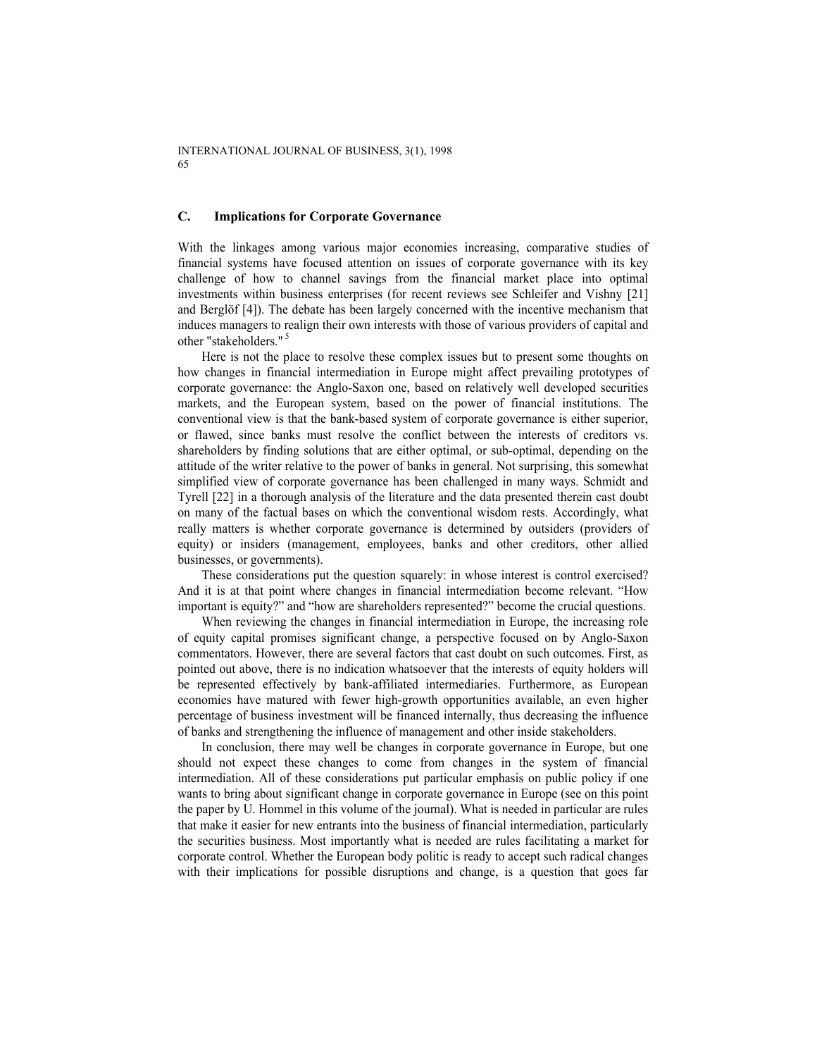### C. Implications for Corporate Governance

With the linkages among various major economies increasing, comparative studies of financial systems have focused attention on issues of corporate governance with its key challenge of how to channel savings from the financial market place into optimal investments within business enterprises (for recent reviews see Schleifer and Vishny [21] and Berglöf [4]). The debate has been largely concerned with the incentive mechanism that induces managers to realign their own interests with those of various providers of capital and other "stakeholders." [5]

Here is not the place to resolve these complex issues but to present some thoughts on how changes in financial intermediation in Europe might affect prevailing prototypes of corporate governance: the Anglo-Saxon one, based on relatively well developed securities markets, and the European system, based on the power of financial institutions. The conventional view is that the bank-based system of corporate governance is either superior, or flawed, since banks must resolve the conflict between the interests of creditors vs. shareholders by finding solutions that are either optimal, or sub-optimal, depending on the attitude of the writer relative to the power of banks in general. Not surprising, this somewhat simplified view of corporate governance has been challenged in many ways. Schmidt and Tyrell [22] in a thorough analysis of the literature and the data presented therein cast doubt on many of the factual bases on which the conventional wisdom rests. Accordingly, what really matters is whether corporate governance is determined by outsiders (providers of equity) or insiders (management, employees, banks and other creditors, other allied businesses, or governments).

These considerations put the question squarely: in whose interest is control exercised? And it is at that point where changes in financial intermediation become relevant. "How important is equity?" and "how are shareholders represented?" become the crucial questions.

When reviewing the changes in financial intermediation in Europe, the increasing role of equity capital promises significant change, a perspective focused on by Anglo-Saxon commentators. However, there are several factors that cast doubt on such outcomes. First, as pointed out above, there is no indication whatsoever that the interests of equity holders will be represented effectively by bank-affiliated intermediaries. Furthermore, as European economies have matured with fewer high-growth opportunities available, an even higher percentage of business investment will be financed internally, thus decreasing the influence of banks and strengthening the influence of management and other inside stakeholders.

In conclusion, there may well be changes in corporate governance in Europe, but one should not expect these changes to come from changes in the system of financial intermediation. All of these considerations put particular emphasis on public policy if one wants to bring about significant change in corporate governance in Europe (see on this point the paper by U. Hommel in this volume of the journal). What is needed in particular are rules that make it easier for new entrants into the business of financial intermediation, particularly the securities business. Most importantly what is needed are rules facilitating a market for corporate control. Whether the European body politic is ready to accept such radical changes with their implications for possible disruptions and change, is a question that goes far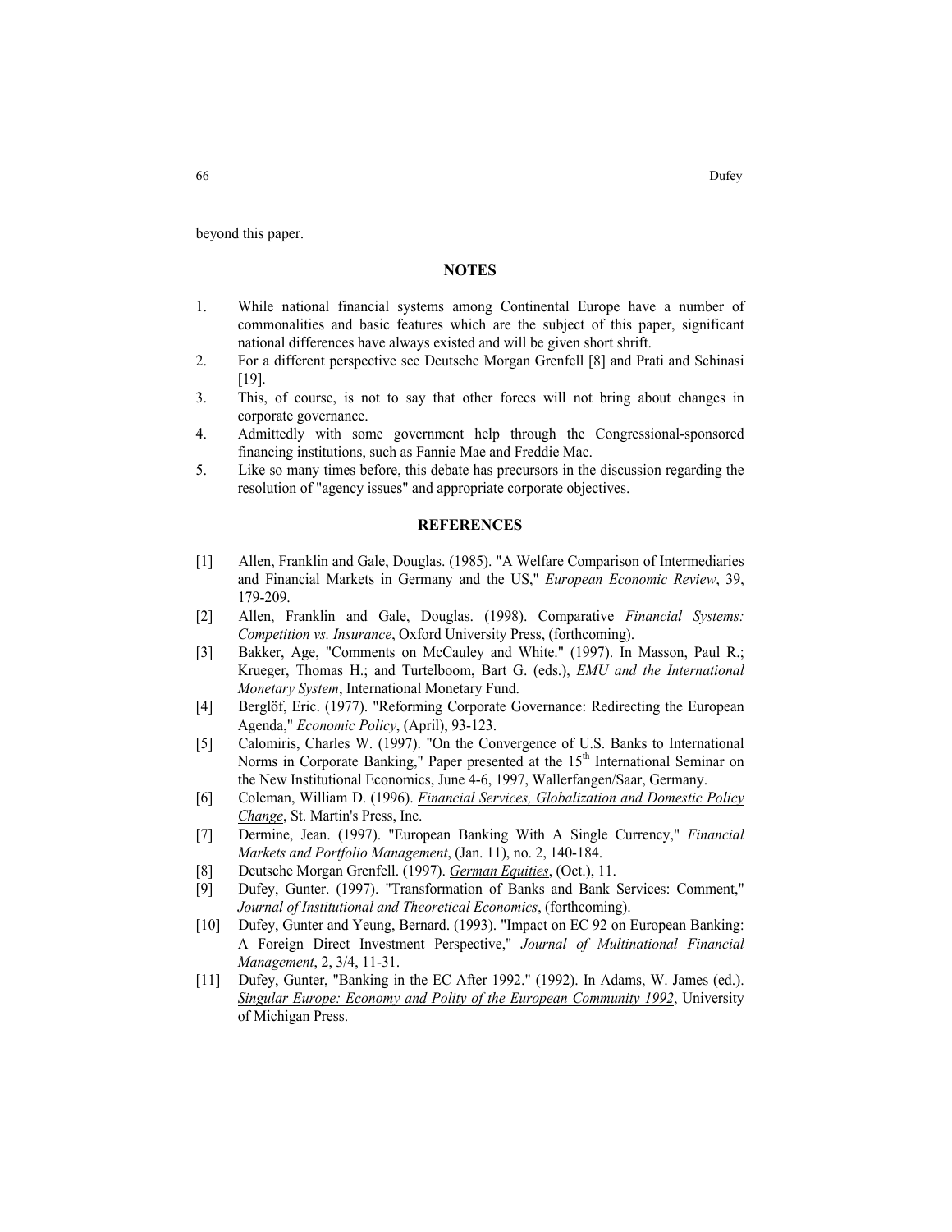beyond this paper.

## NOTES

1. While national financial systems among Continental Europe have a number of commonalities and basic features which are the subject of this paper, significant national differences have always existed and will be given short shrift.
2. For a different perspective see Deutsche Morgan Grenfell [8] and Prati and Schinasi [19].
3. This, of course, is not to say that other forces will not bring about changes in corporate governance.
4. Admittedly with some government help through the Congressional-sponsored financing institutions, such as Fannie Mae and Freddie Mac.
5. Like so many times before, this debate has precursors in the discussion regarding the resolution of "agency issues" and appropriate corporate objectives.

## REFERENCES

[1] Allen, Franklin and Gale, Douglas. (1985). "A Welfare Comparison of Intermediaries and Financial Markets in Germany and the US," *European Economic Review*, 39, 179-209.

[2] Allen, Franklin and Gale, Douglas. (1998). Comparative *Financial Systems: Competition vs. Insurance*, Oxford University Press, (forthcoming).

[3] Bakker, Age, "Comments on McCauley and White." (1997). In Masson, Paul R.; Krueger, Thomas H.; and Turtelboom, Bart G. (eds.), *EMU and the International Monetary System*, International Monetary Fund.

[4] Berglöf, Eric. (1977). "Reforming Corporate Governance: Redirecting the European Agenda," *Economic Policy*, (April), 93-123.

[5] Calomiris, Charles W. (1997). "On the Convergence of U.S. Banks to International Norms in Corporate Banking," Paper presented at the 15th International Seminar on the New Institutional Economics, June 4-6, 1997, Wallerfangen/Saar, Germany.

[6] Coleman, William D. (1996). *Financial Services, Globalization and Domestic Policy Change*, St. Martin's Press, Inc.

[7] Dermine, Jean. (1997). "European Banking With A Single Currency," *Financial Markets and Portfolio Management*, (Jan. 11), no. 2, 140-184.

[8] Deutsche Morgan Grenfell. (1997). *German Equities*, (Oct.), 11.

[9] Dufey, Gunter. (1997). "Transformation of Banks and Bank Services: Comment," *Journal of Institutional and Theoretical Economics*, (forthcoming).

[10] Dufey, Gunter and Yeung, Bernard. (1993). "Impact on EC 92 on European Banking: A Foreign Direct Investment Perspective," *Journal of Multinational Financial Management*, 2, 3/4, 11-31.

[11] Dufey, Gunter, "Banking in the EC After 1992." (1992). In Adams, W. James (ed.). *Singular Europe: Economy and Polity of the European Community 1992*, University of Michigan Press.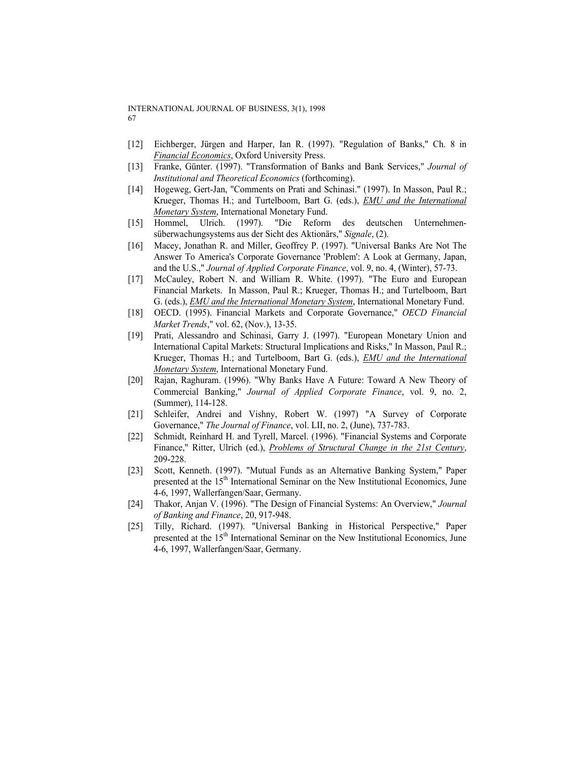[12] Eichberger, Jürgen and Harper, Ian R. (1997). "Regulation of Banks," Ch. 8 in *Financial Economics*, Oxford University Press.

[13] Franke, Günter. (1997). "Transformation of Banks and Bank Services," *Journal of Institutional and Theoretical Economics* (forthcoming).

[14] Hogeweg, Gert-Jan, "Comments on Prati and Schinasi." (1997). In Masson, Paul R.; Krueger, Thomas H.; and Turtelboom, Bart G. (eds.), *EMU and the International Monetary System*, International Monetary Fund.

[15] Hommel, Ulrich. (1997). "Die Reform des deutschen Unternehmensüberwachungsystems aus der Sicht des Aktionärs," *Signale*, (2).

[16] Macey, Jonathan R. and Miller, Geoffrey P. (1997). "Universal Banks Are Not The Answer To America's Corporate Governance 'Problem': A Look at Germany, Japan, and the U.S.," *Journal of Applied Corporate Finance*, vol. 9, no. 4, (Winter), 57-73.

[17] McCauley, Robert N. and William R. White. (1997). "The Euro and European Financial Markets. In Masson, Paul R.; Krueger, Thomas H.; and Turtelboom, Bart G. (eds.), *EMU and the International Monetary System*, International Monetary Fund.

[18] OECD. (1995). Financial Markets and Corporate Governance," *OECD Financial Market Trends*," vol. 62, (Nov.), 13-35.

[19] Prati, Alessandro and Schinasi, Garry J. (1997). "European Monetary Union and International Capital Markets: Structural Implications and Risks," In Masson, Paul R.; Krueger, Thomas H.; and Turtelboom, Bart G. (eds.), *EMU and the International Monetary System*, International Monetary Fund.

[20] Rajan, Raghuram. (1996). "Why Banks Have A Future: Toward A New Theory of Commercial Banking," *Journal of Applied Corporate Finance*, vol. 9, no. 2, (Summer), 114-128.

[21] Schleifer, Andrei and Vishny, Robert W. (1997) "A Survey of Corporate Governance," *The Journal of Finance*, vol. LII, no. 2, (June), 737-783.

[22] Schmidt, Reinhard H. and Tyrell, Marcel. (1996). "Financial Systems and Corporate Finance," Ritter, Ulrich (ed.), *Problems of Structural Change in the 21st Century*, 209-228.

[23] Scott, Kenneth. (1997). "Mutual Funds as an Alternative Banking System," Paper presented at the 15th International Seminar on the New Institutional Economics, June 4-6, 1997, Wallerfangen/Saar, Germany.

[24] Thakor, Anjan V. (1996). "The Design of Financial Systems: An Overview," *Journal of Banking and Finance*, 20, 917-948.

[25] Tilly, Richard. (1997). "Universal Banking in Historical Perspective," Paper presented at the 15th International Seminar on the New Institutional Economics, June 4-6, 1997, Wallerfangen/Saar, Germany.